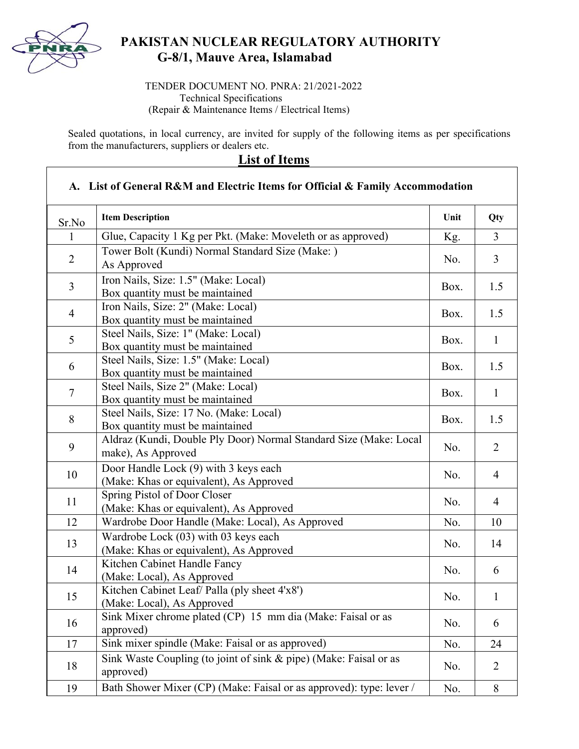# PAKISTAN NUCLEAR REGULATORY AUTHORITY
## G-8/1, Mauve Area, Islamabad

TENDER DOCUMENT NO. PNRA: 21/2021-2022
Technical Specifications
(Repair & Maintenance Items / Electrical Items)

Sealed quotations, in local currency, are invited for supply of the following items as per specifications from the manufacturers, suppliers or dealers etc.

## List of Items

**A. List of General R&M and Electric Items for Official & Family Accommodation**

| Sr.No | Item Description | Unit | Qty |
|---|---|---|---|
| 1 | Glue, Capacity 1 Kg per Pkt. (Make: Moveleth or as approved) | Kg. | 3 |
| 2 | Tower Bolt (Kundi) Normal Standard Size (Make: ) As Approved | No. | 3 |
| 3 | Iron Nails, Size: 1.5" (Make: Local) Box quantity must be maintained | Box. | 1.5 |
| 4 | Iron Nails, Size: 2" (Make: Local) Box quantity must be maintained | Box. | 1.5 |
| 5 | Steel Nails, Size: 1" (Make: Local) Box quantity must be maintained | Box. | 1 |
| 6 | Steel Nails, Size: 1.5" (Make: Local) Box quantity must be maintained | Box. | 1.5 |
| 7 | Steel Nails, Size 2" (Make: Local) Box quantity must be maintained | Box. | 1 |
| 8 | Steel Nails, Size: 17 No. (Make: Local) Box quantity must be maintained | Box. | 1.5 |
| 9 | Aldraz (Kundi, Double Ply Door) Normal Standard Size (Make: Local make), As Approved | No. | 2 |
| 10 | Door Handle Lock (9) with 3 keys each (Make: Khas or equivalent), As Approved | No. | 4 |
| 11 | Spring Pistol of Door Closer (Make: Khas or equivalent), As Approved | No. | 4 |
| 12 | Wardrobe Door Handle (Make: Local), As Approved | No. | 10 |
| 13 | Wardrobe Lock (03) with 03 keys each (Make: Khas or equivalent), As Approved | No. | 14 |
| 14 | Kitchen Cabinet Handle Fancy (Make: Local), As Approved | No. | 6 |
| 15 | Kitchen Cabinet Leaf/ Palla (ply sheet 4'x8') (Make: Local), As Approved | No. | 1 |
| 16 | Sink Mixer chrome plated (CP) 15 mm dia (Make: Faisal or as approved) | No. | 6 |
| 17 | Sink mixer spindle (Make: Faisal or as approved) | No. | 24 |
| 18 | Sink Waste Coupling (to joint of sink & pipe) (Make: Faisal or as approved) | No. | 2 |
| 19 | Bath Shower Mixer (CP) (Make: Faisal or as approved): type: lever / | No. | 8 |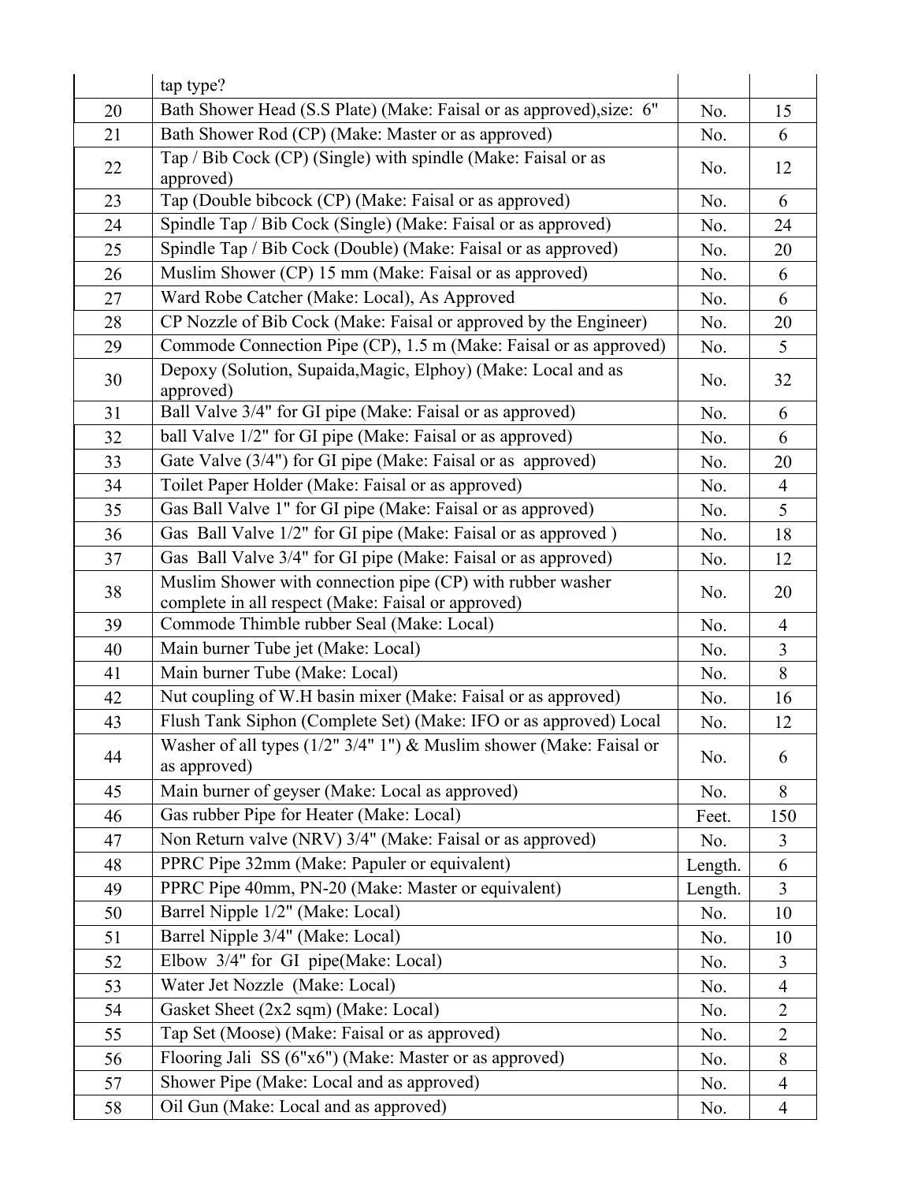| | | | |
|---|---|---|---|
| | tap type? | | |
| 20 | Bath Shower Head (S.S Plate) (Make: Faisal or as approved),size: 6" | No. | 15 |
| 21 | Bath Shower Rod (CP) (Make: Master or as approved) | No. | 6 |
| 22 | Tap / Bib Cock (CP) (Single) with spindle (Make: Faisal or as approved) | No. | 12 |
| 23 | Tap (Double bibcock (CP) (Make: Faisal or as approved) | No. | 6 |
| 24 | Spindle Tap / Bib Cock (Single) (Make: Faisal or as approved) | No. | 24 |
| 25 | Spindle Tap / Bib Cock (Double) (Make: Faisal or as approved) | No. | 20 |
| 26 | Muslim Shower (CP) 15 mm (Make: Faisal or as approved) | No. | 6 |
| 27 | Ward Robe Catcher (Make: Local), As Approved | No. | 6 |
| 28 | CP Nozzle of Bib Cock (Make: Faisal or approved by the Engineer) | No. | 20 |
| 29 | Commode Connection Pipe (CP), 1.5 m (Make: Faisal or as approved) | No. | 5 |
| 30 | Depoxy (Solution, Supaida,Magic, Elphoy) (Make: Local and as approved) | No. | 32 |
| 31 | Ball Valve 3/4" for GI pipe (Make: Faisal or as approved) | No. | 6 |
| 32 | ball Valve 1/2" for GI pipe (Make: Faisal or as approved) | No. | 6 |
| 33 | Gate Valve (3/4") for GI pipe (Make: Faisal or as approved) | No. | 20 |
| 34 | Toilet Paper Holder (Make: Faisal or as approved) | No. | 4 |
| 35 | Gas Ball Valve 1" for GI pipe (Make: Faisal or as approved) | No. | 5 |
| 36 | Gas Ball Valve 1/2" for GI pipe (Make: Faisal or as approved ) | No. | 18 |
| 37 | Gas Ball Valve 3/4" for GI pipe (Make: Faisal or as approved) | No. | 12 |
| 38 | Muslim Shower with connection pipe (CP) with rubber washer complete in all respect (Make: Faisal or approved) | No. | 20 |
| 39 | Commode Thimble rubber Seal (Make: Local) | No. | 4 |
| 40 | Main burner Tube jet (Make: Local) | No. | 3 |
| 41 | Main burner Tube (Make: Local) | No. | 8 |
| 42 | Nut coupling of W.H basin mixer (Make: Faisal or as approved) | No. | 16 |
| 43 | Flush Tank Siphon (Complete Set) (Make: IFO or as approved) Local | No. | 12 |
| 44 | Washer of all types (1/2" 3/4" 1") & Muslim shower (Make: Faisal or as approved) | No. | 6 |
| 45 | Main burner of geyser (Make: Local as approved) | No. | 8 |
| 46 | Gas rubber Pipe for Heater (Make: Local) | Feet. | 150 |
| 47 | Non Return valve (NRV) 3/4" (Make: Faisal or as approved) | No. | 3 |
| 48 | PPRC Pipe 32mm (Make: Papuler or equivalent) | Length. | 6 |
| 49 | PPRC Pipe 40mm, PN-20 (Make: Master or equivalent) | Length. | 3 |
| 50 | Barrel Nipple 1/2" (Make: Local) | No. | 10 |
| 51 | Barrel Nipple 3/4" (Make: Local) | No. | 10 |
| 52 | Elbow 3/4" for GI pipe(Make: Local) | No. | 3 |
| 53 | Water Jet Nozzle (Make: Local) | No. | 4 |
| 54 | Gasket Sheet (2x2 sqm) (Make: Local) | No. | 2 |
| 55 | Tap Set (Moose) (Make: Faisal or as approved) | No. | 2 |
| 56 | Flooring Jali SS (6"x6") (Make: Master or as approved) | No. | 8 |
| 57 | Shower Pipe (Make: Local and as approved) | No. | 4 |
| 58 | Oil Gun (Make: Local and as approved) | No. | 4 |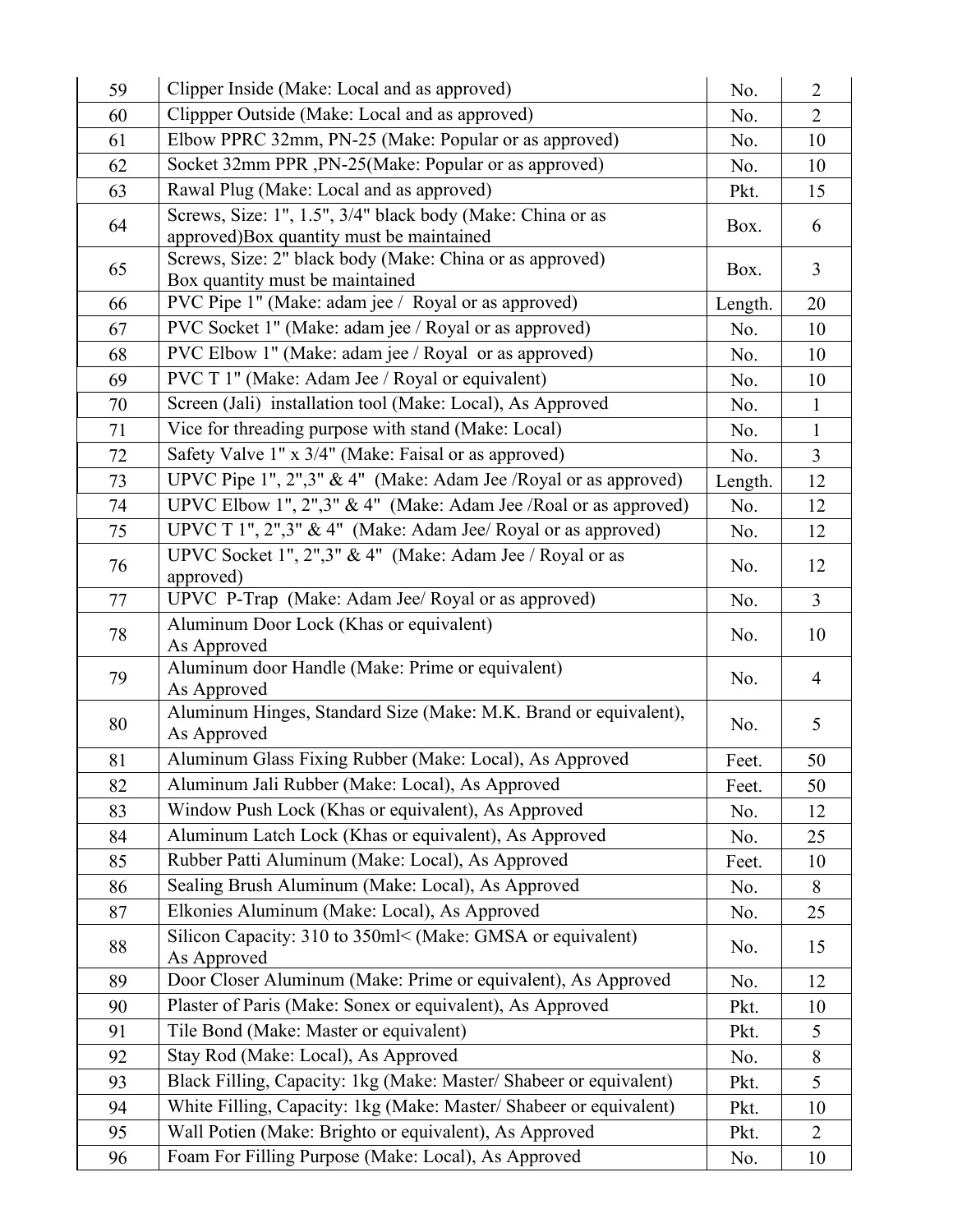| 59 | Clipper Inside (Make: Local and as approved) | No. | 2 |
|---|---|---|---|
| 60 | Clippper Outside (Make: Local and as approved) | No. | 2 |
| 61 | Elbow PPRC 32mm, PN-25 (Make: Popular or as approved) | No. | 10 |
| 62 | Socket 32mm PPR ,PN-25(Make: Popular or as approved) | No. | 10 |
| 63 | Rawal Plug (Make: Local and as approved) | Pkt. | 15 |
| 64 | Screws, Size: 1", 1.5", 3/4" black body (Make: China or as approved)Box quantity must be maintained | Box. | 6 |
| 65 | Screws, Size: 2" black body (Make: China or as approved) Box quantity must be maintained | Box. | 3 |
| 66 | PVC Pipe 1" (Make: adam jee / Royal or as approved) | Length. | 20 |
| 67 | PVC Socket 1" (Make: adam jee / Royal or as approved) | No. | 10 |
| 68 | PVC Elbow 1" (Make: adam jee / Royal or as approved) | No. | 10 |
| 69 | PVC T 1" (Make: Adam Jee / Royal or equivalent) | No. | 10 |
| 70 | Screen (Jali) installation tool (Make: Local), As Approved | No. | 1 |
| 71 | Vice for threading purpose with stand (Make: Local) | No. | 1 |
| 72 | Safety Valve 1" x 3/4" (Make: Faisal or as approved) | No. | 3 |
| 73 | UPVC Pipe 1", 2",3" & 4" (Make: Adam Jee /Royal or as approved) | Length. | 12 |
| 74 | UPVC Elbow 1", 2",3" & 4" (Make: Adam Jee /Roal or as approved) | No. | 12 |
| 75 | UPVC T 1", 2",3" & 4" (Make: Adam Jee/ Royal or as approved) | No. | 12 |
| 76 | UPVC Socket 1", 2",3" & 4" (Make: Adam Jee / Royal or as approved) | No. | 12 |
| 77 | UPVC P-Trap (Make: Adam Jee/ Royal or as approved) | No. | 3 |
| 78 | Aluminum Door Lock (Khas or equivalent) As Approved | No. | 10 |
| 79 | Aluminum door Handle (Make: Prime or equivalent) As Approved | No. | 4 |
| 80 | Aluminum Hinges, Standard Size (Make: M.K. Brand or equivalent), As Approved | No. | 5 |
| 81 | Aluminum Glass Fixing Rubber (Make: Local), As Approved | Feet. | 50 |
| 82 | Aluminum Jali Rubber (Make: Local), As Approved | Feet. | 50 |
| 83 | Window Push Lock (Khas or equivalent), As Approved | No. | 12 |
| 84 | Aluminum Latch Lock (Khas or equivalent), As Approved | No. | 25 |
| 85 | Rubber Patti Aluminum (Make: Local), As Approved | Feet. | 10 |
| 86 | Sealing Brush Aluminum (Make: Local), As Approved | No. | 8 |
| 87 | Elkonies Aluminum (Make: Local), As Approved | No. | 25 |
| 88 | Silicon Capacity: 310 to 350ml< (Make: GMSA or equivalent) As Approved | No. | 15 |
| 89 | Door Closer Aluminum (Make: Prime or equivalent), As Approved | No. | 12 |
| 90 | Plaster of Paris (Make: Sonex or equivalent), As Approved | Pkt. | 10 |
| 91 | Tile Bond (Make: Master or equivalent) | Pkt. | 5 |
| 92 | Stay Rod (Make: Local), As Approved | No. | 8 |
| 93 | Black Filling, Capacity: 1kg (Make: Master/ Shabeer or equivalent) | Pkt. | 5 |
| 94 | White Filling, Capacity: 1kg (Make: Master/ Shabeer or equivalent) | Pkt. | 10 |
| 95 | Wall Potien (Make: Brighto or equivalent), As Approved | Pkt. | 2 |
| 96 | Foam For Filling Purpose (Make: Local), As Approved | No. | 10 |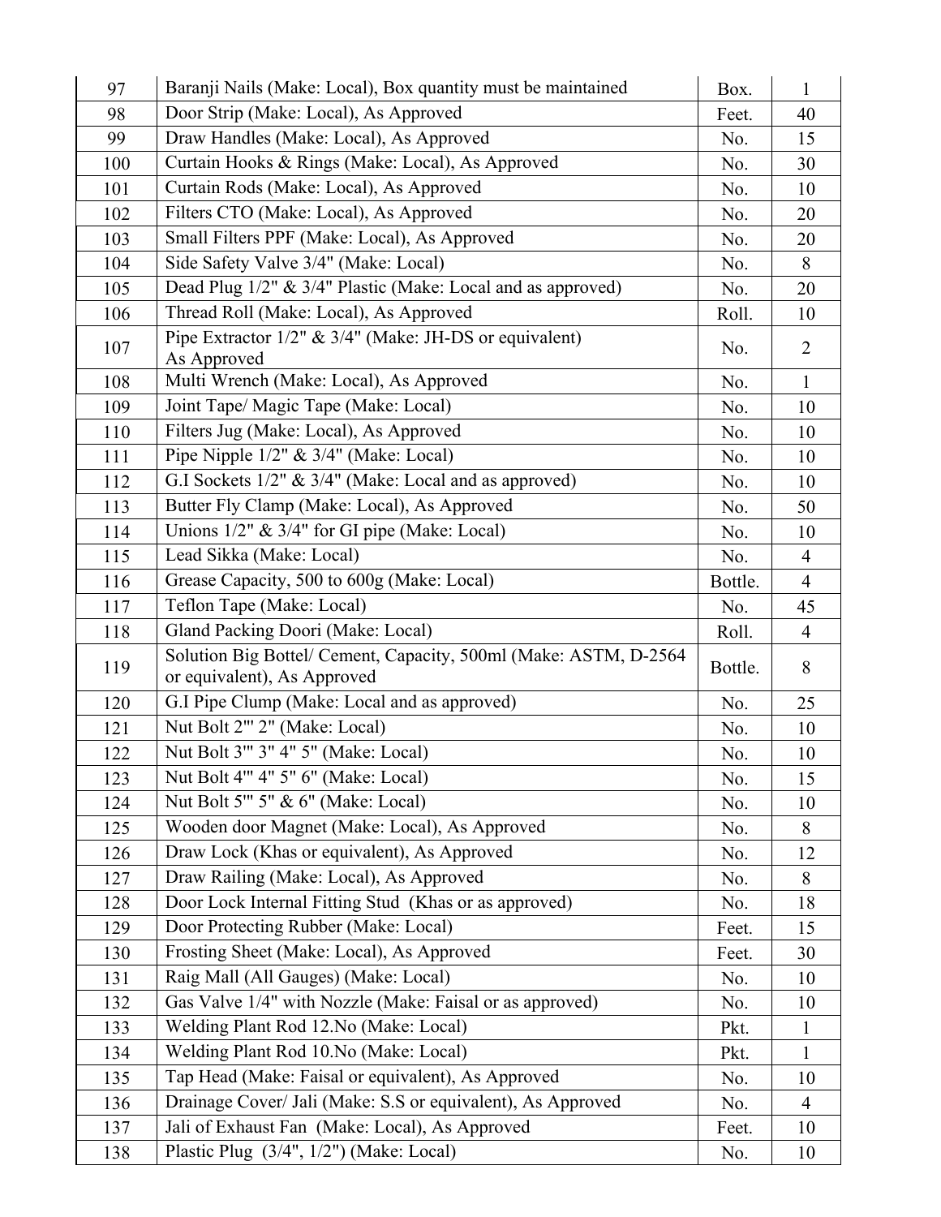| 97 | Baranji Nails (Make: Local), Box quantity must be maintained | Box. | 1 |
|---|---|---|---|
| 98 | Door Strip (Make: Local), As Approved | Feet. | 40 |
| 99 | Draw Handles (Make: Local), As Approved | No. | 15 |
| 100 | Curtain Hooks & Rings (Make: Local), As Approved | No. | 30 |
| 101 | Curtain Rods (Make: Local), As Approved | No. | 10 |
| 102 | Filters CTO (Make: Local), As Approved | No. | 20 |
| 103 | Small Filters PPF (Make: Local), As Approved | No. | 20 |
| 104 | Side Safety Valve 3/4" (Make: Local) | No. | 8 |
| 105 | Dead Plug 1/2" & 3/4" Plastic (Make: Local and as approved) | No. | 20 |
| 106 | Thread Roll (Make: Local), As Approved | Roll. | 10 |
| 107 | Pipe Extractor 1/2" & 3/4" (Make: JH-DS or equivalent) As Approved | No. | 2 |
| 108 | Multi Wrench (Make: Local), As Approved | No. | 1 |
| 109 | Joint Tape/ Magic Tape (Make: Local) | No. | 10 |
| 110 | Filters Jug (Make: Local), As Approved | No. | 10 |
| 111 | Pipe Nipple 1/2" & 3/4" (Make: Local) | No. | 10 |
| 112 | G.I Sockets 1/2" & 3/4" (Make: Local and as approved) | No. | 10 |
| 113 | Butter Fly Clamp (Make: Local), As Approved | No. | 50 |
| 114 | Unions 1/2" & 3/4" for GI pipe (Make: Local) | No. | 10 |
| 115 | Lead Sikka (Make: Local) | No. | 4 |
| 116 | Grease Capacity, 500 to 600g (Make: Local) | Bottle. | 4 |
| 117 | Teflon Tape (Make: Local) | No. | 45 |
| 118 | Gland Packing Doori (Make: Local) | Roll. | 4 |
| 119 | Solution Big Bottel/ Cement, Capacity, 500ml (Make: ASTM, D-2564 or equivalent), As Approved | Bottle. | 8 |
| 120 | G.I Pipe Clump (Make: Local and as approved) | No. | 25 |
| 121 | Nut Bolt 2'" 2" (Make: Local) | No. | 10 |
| 122 | Nut Bolt 3'" 3" 4" 5" (Make: Local) | No. | 10 |
| 123 | Nut Bolt 4'" 4" 5" 6" (Make: Local) | No. | 15 |
| 124 | Nut Bolt 5'" 5" & 6" (Make: Local) | No. | 10 |
| 125 | Wooden door Magnet (Make: Local), As Approved | No. | 8 |
| 126 | Draw Lock (Khas or equivalent), As Approved | No. | 12 |
| 127 | Draw Railing (Make: Local), As Approved | No. | 8 |
| 128 | Door Lock Internal Fitting Stud (Khas or as approved) | No. | 18 |
| 129 | Door Protecting Rubber (Make: Local) | Feet. | 15 |
| 130 | Frosting Sheet (Make: Local), As Approved | Feet. | 30 |
| 131 | Raig Mall (All Gauges) (Make: Local) | No. | 10 |
| 132 | Gas Valve 1/4" with Nozzle (Make: Faisal or as approved) | No. | 10 |
| 133 | Welding Plant Rod 12.No (Make: Local) | Pkt. | 1 |
| 134 | Welding Plant Rod 10.No (Make: Local) | Pkt. | 1 |
| 135 | Tap Head (Make: Faisal or equivalent), As Approved | No. | 10 |
| 136 | Drainage Cover/ Jali (Make: S.S or equivalent), As Approved | No. | 4 |
| 137 | Jali of Exhaust Fan (Make: Local), As Approved | Feet. | 10 |
| 138 | Plastic Plug (3/4", 1/2") (Make: Local) | No. | 10 |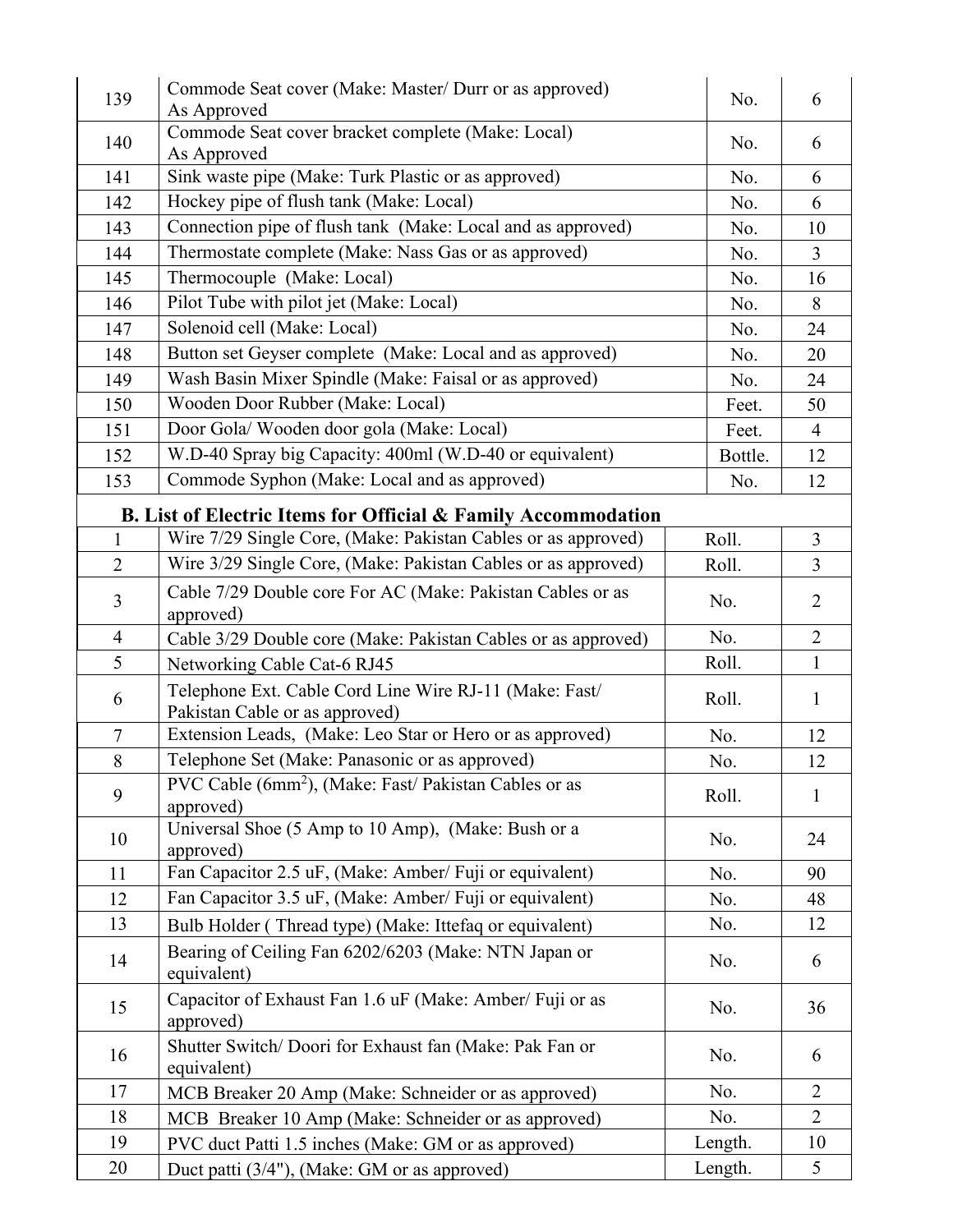| | | | |
|---|---|---|---|
| 139 | Commode Seat cover (Make: Master/ Durr or as approved) As Approved | No. | 6 |
| 140 | Commode Seat cover bracket complete (Make: Local) As Approved | No. | 6 |
| 141 | Sink waste pipe (Make: Turk Plastic or as approved) | No. | 6 |
| 142 | Hockey pipe of flush tank (Make: Local) | No. | 6 |
| 143 | Connection pipe of flush tank (Make: Local and as approved) | No. | 10 |
| 144 | Thermostate complete (Make: Nass Gas or as approved) | No. | 3 |
| 145 | Thermocouple (Make: Local) | No. | 16 |
| 146 | Pilot Tube with pilot jet (Make: Local) | No. | 8 |
| 147 | Solenoid cell (Make: Local) | No. | 24 |
| 148 | Button set Geyser complete (Make: Local and as approved) | No. | 20 |
| 149 | Wash Basin Mixer Spindle (Make: Faisal or as approved) | No. | 24 |
| 150 | Wooden Door Rubber (Make: Local) | Feet. | 50 |
| 151 | Door Gola/ Wooden door gola (Make: Local) | Feet. | 4 |
| 152 | W.D-40 Spray big Capacity: 400ml (W.D-40 or equivalent) | Bottle. | 12 |
| 153 | Commode Syphon (Make: Local and as approved) | No. | 12 |

**B. List of Electric Items for Official & Family Accommodation**

| | | | |
|---|---|---|---|
| 1 | Wire 7/29 Single Core, (Make: Pakistan Cables or as approved) | Roll. | 3 |
| 2 | Wire 3/29 Single Core, (Make: Pakistan Cables or as approved) | Roll. | 3 |
| 3 | Cable 7/29 Double core For AC (Make: Pakistan Cables or as approved) | No. | 2 |
| 4 | Cable 3/29 Double core (Make: Pakistan Cables or as approved) | No. | 2 |
| 5 | Networking Cable Cat-6 RJ45 | Roll. | 1 |
| 6 | Telephone Ext. Cable Cord Line Wire RJ-11 (Make: Fast/ Pakistan Cable or as approved) | Roll. | 1 |
| 7 | Extension Leads, (Make: Leo Star or Hero or as approved) | No. | 12 |
| 8 | Telephone Set (Make: Panasonic or as approved) | No. | 12 |
| 9 | PVC Cable (6mm$^2$), (Make: Fast/ Pakistan Cables or as approved) | Roll. | 1 |
| 10 | Universal Shoe (5 Amp to 10 Amp), (Make: Bush or a approved) | No. | 24 |
| 11 | Fan Capacitor 2.5 uF, (Make: Amber/ Fuji or equivalent) | No. | 90 |
| 12 | Fan Capacitor 3.5 uF, (Make: Amber/ Fuji or equivalent) | No. | 48 |
| 13 | Bulb Holder ( Thread type) (Make: Ittefaq or equivalent) | No. | 12 |
| 14 | Bearing of Ceiling Fan 6202/6203 (Make: NTN Japan or equivalent) | No. | 6 |
| 15 | Capacitor of Exhaust Fan 1.6 uF (Make: Amber/ Fuji or as approved) | No. | 36 |
| 16 | Shutter Switch/ Doori for Exhaust fan (Make: Pak Fan or equivalent) | No. | 6 |
| 17 | MCB Breaker 20 Amp (Make: Schneider or as approved) | No. | 2 |
| 18 | MCB Breaker 10 Amp (Make: Schneider or as approved) | No. | 2 |
| 19 | PVC duct Patti 1.5 inches (Make: GM or as approved) | Length. | 10 |
| 20 | Duct patti (3/4"), (Make: GM or as approved) | Length. | 5 |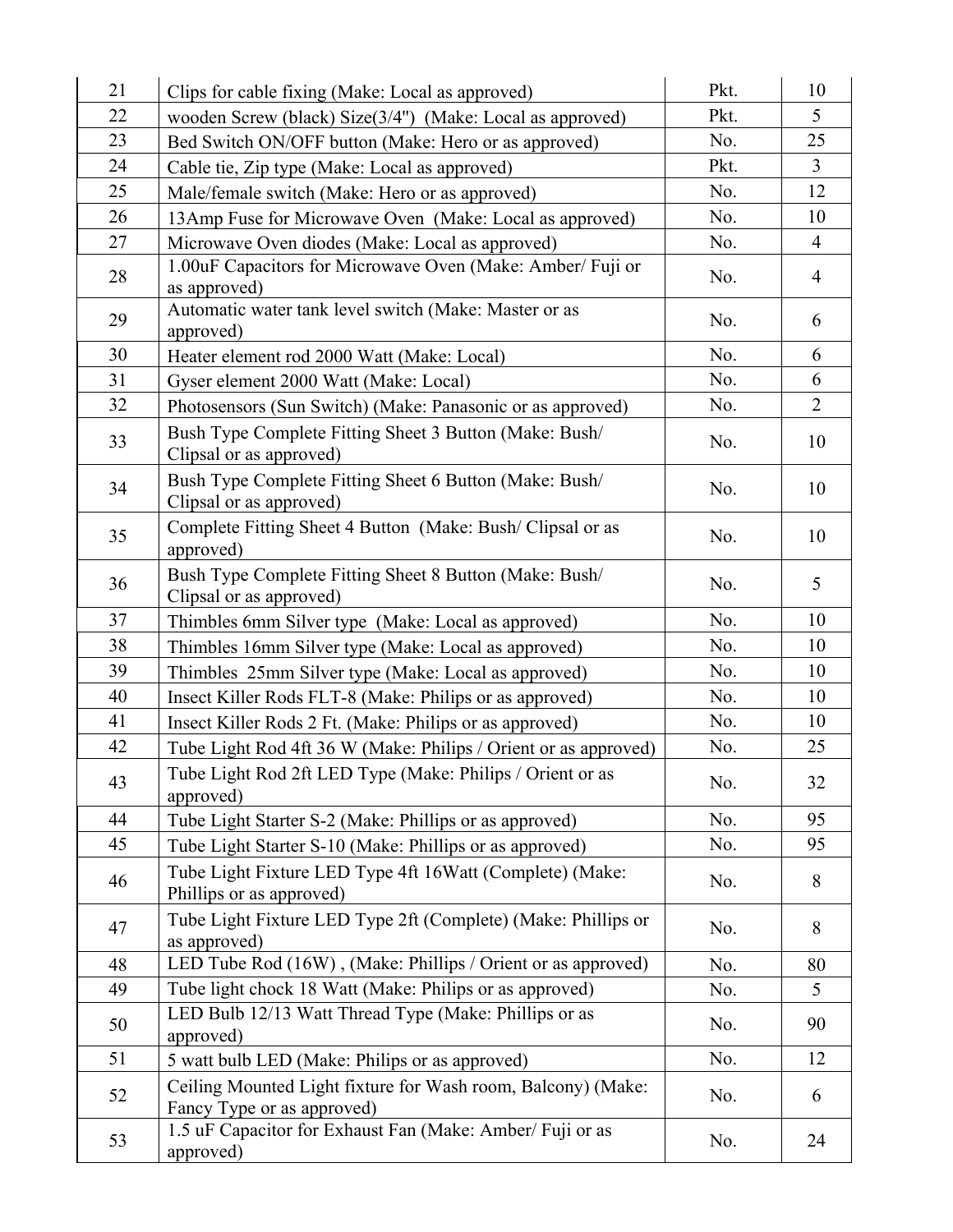| 21 | Clips for cable fixing (Make: Local as approved) | Pkt. | 10 |
|---|---|---|---|
| 22 | wooden Screw (black) Size(3/4") (Make: Local as approved) | Pkt. | 5 |
| 23 | Bed Switch ON/OFF button (Make: Hero or as approved) | No. | 25 |
| 24 | Cable tie, Zip type (Make: Local as approved) | Pkt. | 3 |
| 25 | Male/female switch (Make: Hero or as approved) | No. | 12 |
| 26 | 13Amp Fuse for Microwave Oven (Make: Local as approved) | No. | 10 |
| 27 | Microwave Oven diodes (Make: Local as approved) | No. | 4 |
| 28 | 1.00uF Capacitors for Microwave Oven (Make: Amber/ Fuji or as approved) | No. | 4 |
| 29 | Automatic water tank level switch (Make: Master or as approved) | No. | 6 |
| 30 | Heater element rod 2000 Watt (Make: Local) | No. | 6 |
| 31 | Gyser element 2000 Watt (Make: Local) | No. | 6 |
| 32 | Photosensors (Sun Switch) (Make: Panasonic or as approved) | No. | 2 |
| 33 | Bush Type Complete Fitting Sheet 3 Button (Make: Bush/ Clipsal or as approved) | No. | 10 |
| 34 | Bush Type Complete Fitting Sheet 6 Button (Make: Bush/ Clipsal or as approved) | No. | 10 |
| 35 | Complete Fitting Sheet 4 Button (Make: Bush/ Clipsal or as approved) | No. | 10 |
| 36 | Bush Type Complete Fitting Sheet 8 Button (Make: Bush/ Clipsal or as approved) | No. | 5 |
| 37 | Thimbles 6mm Silver type (Make: Local as approved) | No. | 10 |
| 38 | Thimbles 16mm Silver type (Make: Local as approved) | No. | 10 |
| 39 | Thimbles 25mm Silver type (Make: Local as approved) | No. | 10 |
| 40 | Insect Killer Rods FLT-8 (Make: Philips or as approved) | No. | 10 |
| 41 | Insect Killer Rods 2 Ft. (Make: Philips or as approved) | No. | 10 |
| 42 | Tube Light Rod 4ft 36 W (Make: Philips / Orient or as approved) | No. | 25 |
| 43 | Tube Light Rod 2ft LED Type (Make: Philips / Orient or as approved) | No. | 32 |
| 44 | Tube Light Starter S-2 (Make: Phillips or as approved) | No. | 95 |
| 45 | Tube Light Starter S-10 (Make: Phillips or as approved) | No. | 95 |
| 46 | Tube Light Fixture LED Type 4ft 16Watt (Complete) (Make: Phillips or as approved) | No. | 8 |
| 47 | Tube Light Fixture LED Type 2ft (Complete) (Make: Phillips or as approved) | No. | 8 |
| 48 | LED Tube Rod (16W) , (Make: Phillips / Orient or as approved) | No. | 80 |
| 49 | Tube light chock 18 Watt (Make: Philips or as approved) | No. | 5 |
| 50 | LED Bulb 12/13 Watt Thread Type (Make: Phillips or as approved) | No. | 90 |
| 51 | 5 watt bulb LED (Make: Philips or as approved) | No. | 12 |
| 52 | Ceiling Mounted Light fixture for Wash room, Balcony) (Make: Fancy Type or as approved) | No. | 6 |
| 53 | 1.5 uF Capacitor for Exhaust Fan (Make: Amber/ Fuji or as approved) | No. | 24 |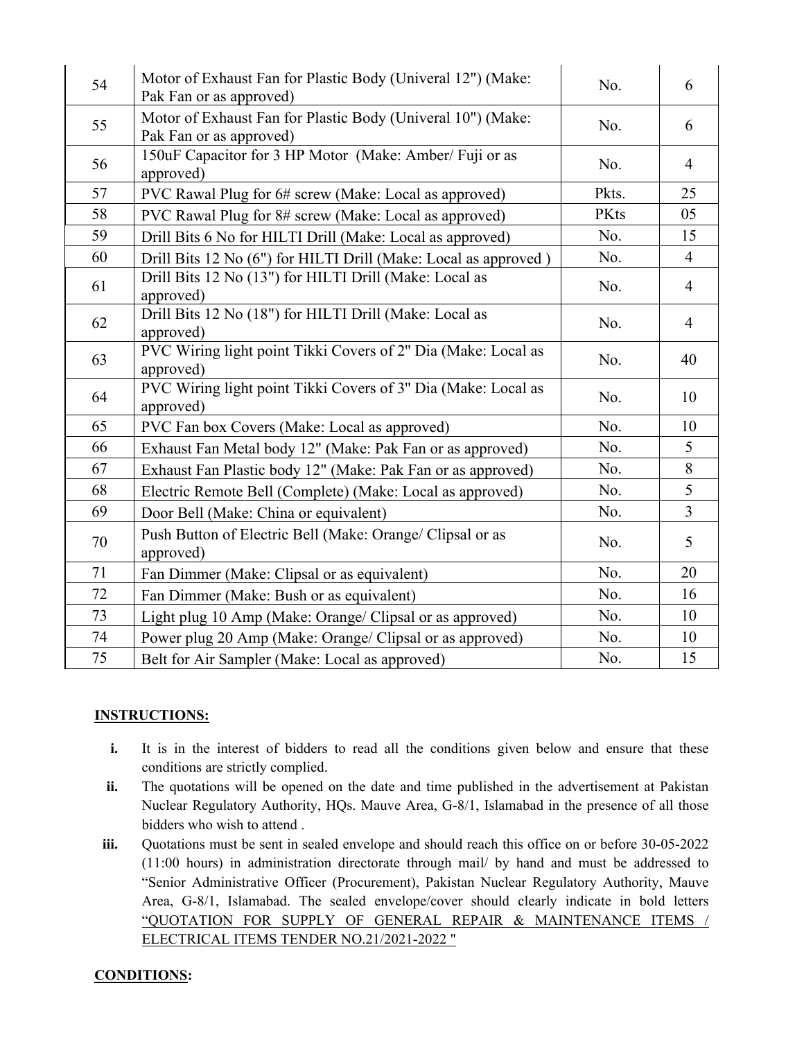| 54 | Motor of Exhaust Fan for Plastic Body (Univeral 12") (Make: Pak Fan or as approved) | No. | 6 |
|---|---|---|---|
| 55 | Motor of Exhaust Fan for Plastic Body (Univeral 10") (Make: Pak Fan or as approved) | No. | 6 |
| 56 | 150uF Capacitor for 3 HP Motor (Make: Amber/ Fuji or as approved) | No. | 4 |
| 57 | PVC Rawal Plug for 6# screw (Make: Local as approved) | Pkts. | 25 |
| 58 | PVC Rawal Plug for 8# screw (Make: Local as approved) | PKts | 05 |
| 59 | Drill Bits 6 No for HILTI Drill (Make: Local as approved) | No. | 15 |
| 60 | Drill Bits 12 No (6") for HILTI Drill (Make: Local as approved ) | No. | 4 |
| 61 | Drill Bits 12 No (13") for HILTI Drill (Make: Local as approved) | No. | 4 |
| 62 | Drill Bits 12 No (18") for HILTI Drill (Make: Local as approved) | No. | 4 |
| 63 | PVC Wiring light point Tikki Covers of 2" Dia (Make: Local as approved) | No. | 40 |
| 64 | PVC Wiring light point Tikki Covers of 3" Dia (Make: Local as approved) | No. | 10 |
| 65 | PVC Fan box Covers (Make: Local as approved) | No. | 10 |
| 66 | Exhaust Fan Metal body 12" (Make: Pak Fan or as approved) | No. | 5 |
| 67 | Exhaust Fan Plastic body 12" (Make: Pak Fan or as approved) | No. | 8 |
| 68 | Electric Remote Bell (Complete) (Make: Local as approved) | No. | 5 |
| 69 | Door Bell (Make: China or equivalent) | No. | 3 |
| 70 | Push Button of Electric Bell (Make: Orange/ Clipsal or as approved) | No. | 5 |
| 71 | Fan Dimmer (Make: Clipsal or as equivalent) | No. | 20 |
| 72 | Fan Dimmer (Make: Bush or as equivalent) | No. | 16 |
| 73 | Light plug 10 Amp (Make: Orange/ Clipsal or as approved) | No. | 10 |
| 74 | Power plug 20 Amp (Make: Orange/ Clipsal or as approved) | No. | 10 |
| 75 | Belt for Air Sampler (Make: Local as approved) | No. | 15 |

**INSTRUCTIONS:**

- **i.** It is in the interest of bidders to read all the conditions given below and ensure that these conditions are strictly complied.
- **ii.** The quotations will be opened on the date and time published in the advertisement at Pakistan Nuclear Regulatory Authority, HQs. Mauve Area, G-8/1, Islamabad in the presence of all those bidders who wish to attend .
- **iii.** Quotations must be sent in sealed envelope and should reach this office on or before 30-05-2022 (11:00 hours) in administration directorate through mail/ by hand and must be addressed to "Senior Administrative Officer (Procurement), Pakistan Nuclear Regulatory Authority, Mauve Area, G-8/1, Islamabad. The sealed envelope/cover should clearly indicate in bold letters "QUOTATION FOR SUPPLY OF GENERAL REPAIR & MAINTENANCE ITEMS / ELECTRICAL ITEMS TENDER NO.21/2021-2022 "

**CONDITIONS:**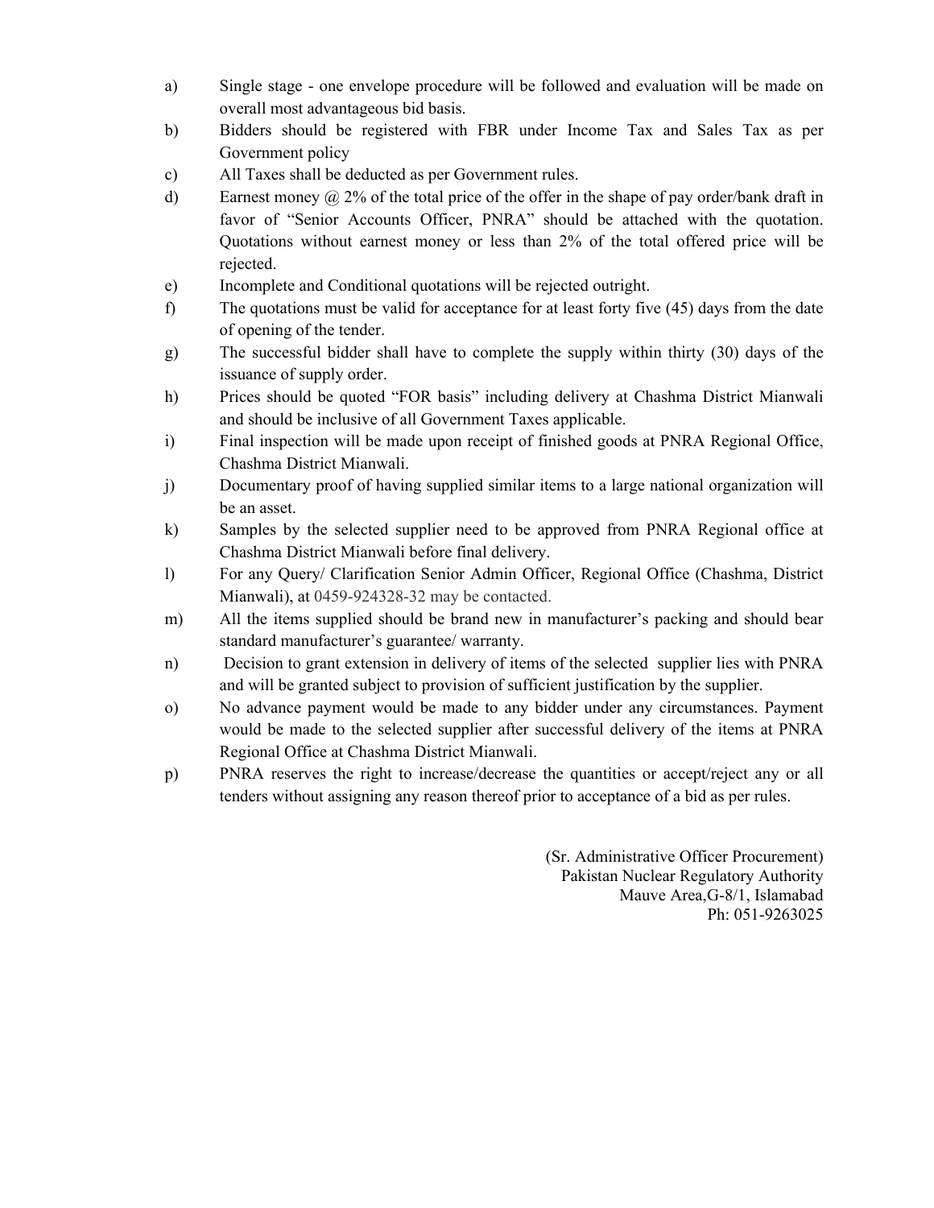a) Single stage - one envelope procedure will be followed and evaluation will be made on overall most advantageous bid basis.

b) Bidders should be registered with FBR under Income Tax and Sales Tax as per Government policy

c) All Taxes shall be deducted as per Government rules.

d) Earnest money @ 2% of the total price of the offer in the shape of pay order/bank draft in favor of "Senior Accounts Officer, PNRA" should be attached with the quotation. Quotations without earnest money or less than 2% of the total offered price will be rejected.

e) Incomplete and Conditional quotations will be rejected outright.

f) The quotations must be valid for acceptance for at least forty five (45) days from the date of opening of the tender.

g) The successful bidder shall have to complete the supply within thirty (30) days of the issuance of supply order.

h) Prices should be quoted "FOR basis" including delivery at Chashma District Mianwali and should be inclusive of all Government Taxes applicable.

i) Final inspection will be made upon receipt of finished goods at PNRA Regional Office, Chashma District Mianwali.

j) Documentary proof of having supplied similar items to a large national organization will be an asset.

k) Samples by the selected supplier need to be approved from PNRA Regional office at Chashma District Mianwali before final delivery.

l) For any Query/ Clarification Senior Admin Officer, Regional Office (Chashma, District Mianwali), at 0459-924328-32 may be contacted.

m) All the items supplied should be brand new in manufacturer's packing and should bear standard manufacturer's guarantee/ warranty.

n) Decision to grant extension in delivery of items of the selected supplier lies with PNRA and will be granted subject to provision of sufficient justification by the supplier.

o) No advance payment would be made to any bidder under any circumstances. Payment would be made to the selected supplier after successful delivery of the items at PNRA Regional Office at Chashma District Mianwali.

p) PNRA reserves the right to increase/decrease the quantities or accept/reject any or all tenders without assigning any reason thereof prior to acceptance of a bid as per rules.

(Sr. Administrative Officer Procurement)
Pakistan Nuclear Regulatory Authority
Mauve Area,G-8/1, Islamabad
Ph: 051-9263025